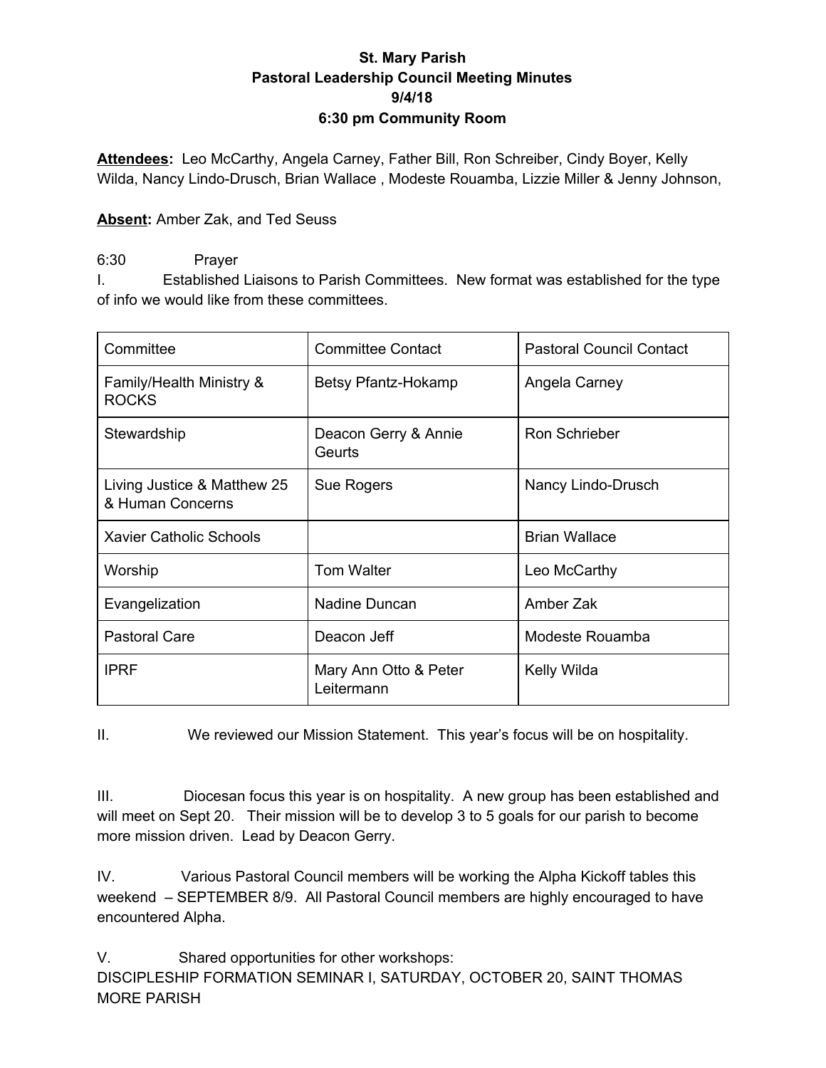**St. Mary Parish**
**Pastoral Leadership Council Meeting Minutes**
**9/4/18**
**6:30 pm Community Room**

**Attendees:** Leo McCarthy, Angela Carney, Father Bill, Ron Schreiber, Cindy Boyer, Kelly Wilda, Nancy Lindo-Drusch, Brian Wallace , Modeste Rouamba, Lizzie Miller & Jenny Johnson,

**Absent:** Amber Zak, and Ted Seuss

6:30 Prayer

I. Established Liaisons to Parish Committees. New format was established for the type of info we would like from these committees.

| Committee | Committee Contact | Pastoral Council Contact |
|---|---|---|
| Family/Health Ministry & ROCKS | Betsy Pfantz-Hokamp | Angela Carney |
| Stewardship | Deacon Gerry & Annie Geurts | Ron Schrieber |
| Living Justice & Matthew 25 & Human Concerns | Sue Rogers | Nancy Lindo-Drusch |
| Xavier Catholic Schools | | Brian Wallace |
| Worship | Tom Walter | Leo McCarthy |
| Evangelization | Nadine Duncan | Amber Zak |
| Pastoral Care | Deacon Jeff | Modeste Rouamba |
| IPRF | Mary Ann Otto & Peter Leitermann | Kelly Wilda |

II. We reviewed our Mission Statement. This year's focus will be on hospitality.

III. Diocesan focus this year is on hospitality. A new group has been established and will meet on Sept 20. Their mission will be to develop 3 to 5 goals for our parish to become more mission driven. Lead by Deacon Gerry.

IV. Various Pastoral Council members will be working the Alpha Kickoff tables this weekend – SEPTEMBER 8/9. All Pastoral Council members are highly encouraged to have encountered Alpha.

V. Shared opportunities for other workshops:
DISCIPLESHIP FORMATION SEMINAR I, SATURDAY, OCTOBER 20, SAINT THOMAS MORE PARISH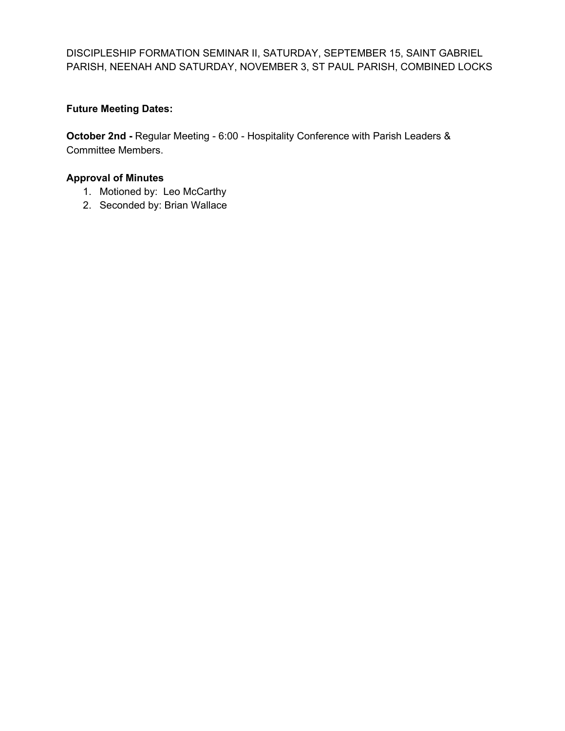DISCIPLESHIP FORMATION SEMINAR II, SATURDAY, SEPTEMBER 15, SAINT GABRIEL PARISH, NEENAH AND SATURDAY, NOVEMBER 3, ST PAUL PARISH, COMBINED LOCKS

**Future Meeting Dates:**

**October 2nd -** Regular Meeting - 6:00 - Hospitality Conference with Parish Leaders & Committee Members.

**Approval of Minutes**

1. Motioned by: Leo McCarthy
2. Seconded by: Brian Wallace